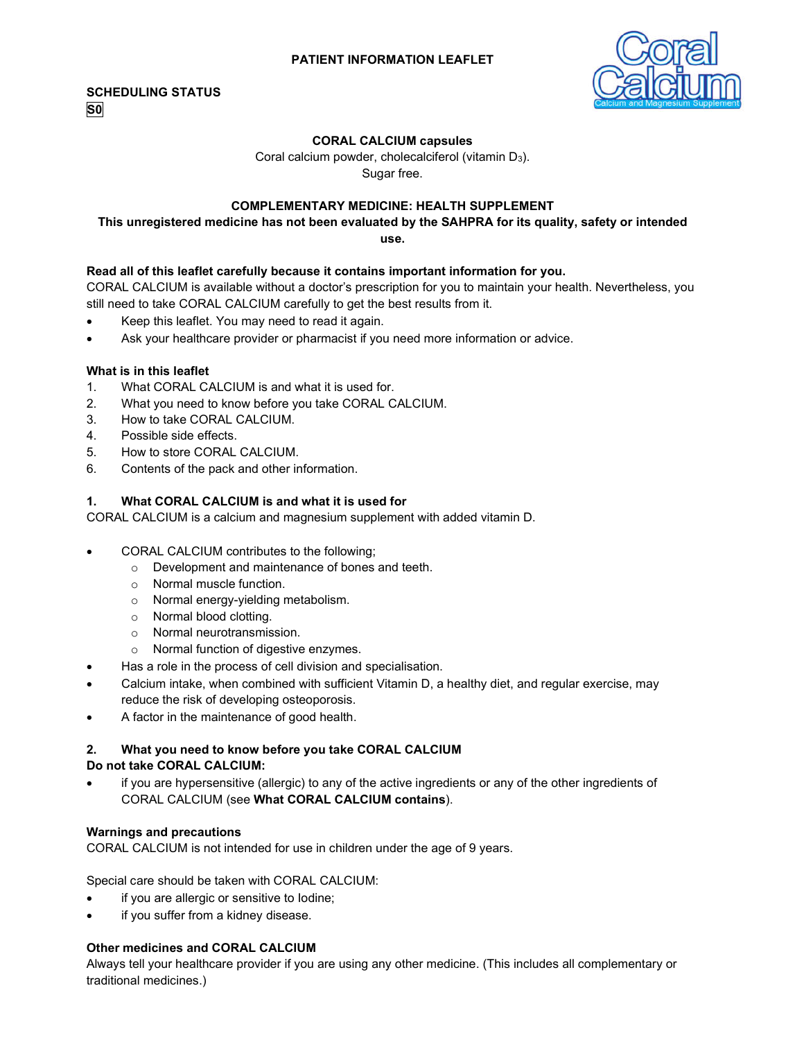**PATIENT INFORMATION LEAFLET**

**SCHEDULING STATUS**
**S0**

Coral Calcium
Calcium and Magnesium Supplement

**CORAL CALCIUM capsules**
Coral calcium powder, cholecalciferol (vitamin $D_3$).
Sugar free.

**COMPLEMENTARY MEDICINE: HEALTH SUPPLEMENT**
**This unregistered medicine has not been evaluated by the SAHPRA for its quality, safety or intended use.**

**Read all of this leaflet carefully because it contains important information for you.**
CORAL CALCIUM is available without a doctor's prescription for you to maintain your health. Nevertheless, you still need to take CORAL CALCIUM carefully to get the best results from it.

- Keep this leaflet. You may need to read it again.
- Ask your healthcare provider or pharmacist if you need more information or advice.

**What is in this leaflet**

1. What CORAL CALCIUM is and what it is used for.
2. What you need to know before you take CORAL CALCIUM.
3. How to take CORAL CALCIUM.
4. Possible side effects.
5. How to store CORAL CALCIUM.
6. Contents of the pack and other information.

## 1. What CORAL CALCIUM is and what it is used for

CORAL CALCIUM is a calcium and magnesium supplement with added vitamin D.

- CORAL CALCIUM contributes to the following;
  - Development and maintenance of bones and teeth.
  - Normal muscle function.
  - Normal energy-yielding metabolism.
  - Normal blood clotting.
  - Normal neurotransmission.
  - Normal function of digestive enzymes.
- Has a role in the process of cell division and specialisation.
- Calcium intake, when combined with sufficient Vitamin D, a healthy diet, and regular exercise, may reduce the risk of developing osteoporosis.
- A factor in the maintenance of good health.

## 2. What you need to know before you take CORAL CALCIUM

**Do not take CORAL CALCIUM:**

- if you are hypersensitive (allergic) to any of the active ingredients or any of the other ingredients of CORAL CALCIUM (see **What CORAL CALCIUM contains**).

**Warnings and precautions**

CORAL CALCIUM is not intended for use in children under the age of 9 years.

Special care should be taken with CORAL CALCIUM:

- if you are allergic or sensitive to Iodine;
- if you suffer from a kidney disease.

**Other medicines and CORAL CALCIUM**

Always tell your healthcare provider if you are using any other medicine. (This includes all complementary or traditional medicines.)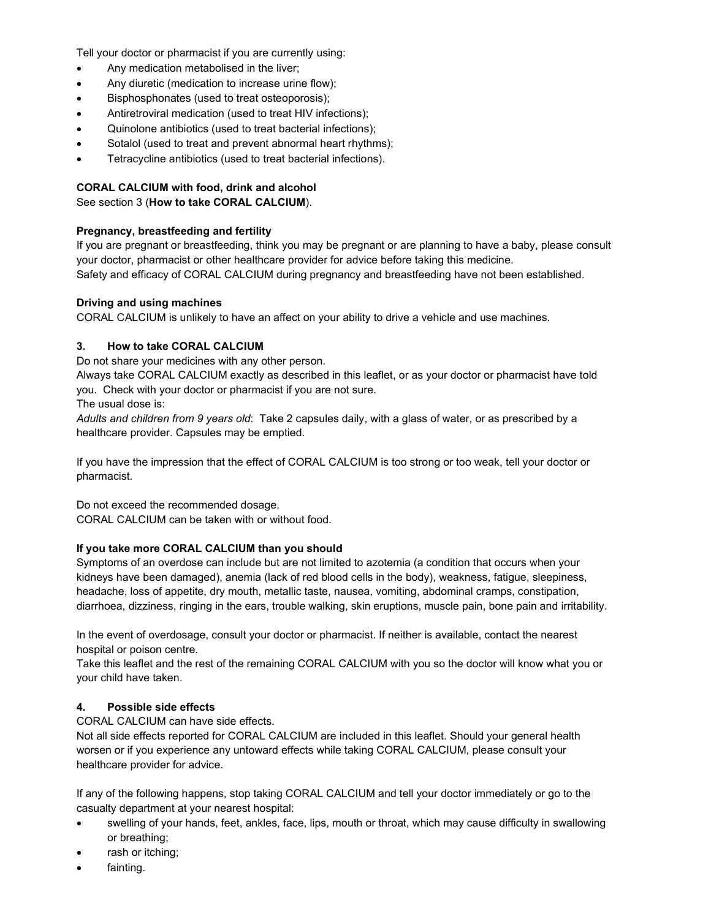Tell your doctor or pharmacist if you are currently using:

- Any medication metabolised in the liver;
- Any diuretic (medication to increase urine flow);
- Bisphosphonates (used to treat osteoporosis);
- Antiretroviral medication (used to treat HIV infections);
- Quinolone antibiotics (used to treat bacterial infections);
- Sotalol (used to treat and prevent abnormal heart rhythms);
- Tetracycline antibiotics (used to treat bacterial infections).

**CORAL CALCIUM with food, drink and alcohol**
See section 3 (**How to take CORAL CALCIUM**).

**Pregnancy, breastfeeding and fertility**
If you are pregnant or breastfeeding, think you may be pregnant or are planning to have a baby, please consult your doctor, pharmacist or other healthcare provider for advice before taking this medicine.
Safety and efficacy of CORAL CALCIUM during pregnancy and breastfeeding have not been established.

**Driving and using machines**
CORAL CALCIUM is unlikely to have an affect on your ability to drive a vehicle and use machines.

## 3. How to take CORAL CALCIUM

Do not share your medicines with any other person.
Always take CORAL CALCIUM exactly as described in this leaflet, or as your doctor or pharmacist have told you. Check with your doctor or pharmacist if you are not sure.
The usual dose is:
*Adults and children from 9 years old*: Take 2 capsules daily, with a glass of water, or as prescribed by a healthcare provider. Capsules may be emptied.

If you have the impression that the effect of CORAL CALCIUM is too strong or too weak, tell your doctor or pharmacist.

Do not exceed the recommended dosage.
CORAL CALCIUM can be taken with or without food.

**If you take more CORAL CALCIUM than you should**
Symptoms of an overdose can include but are not limited to azotemia (a condition that occurs when your kidneys have been damaged), anemia (lack of red blood cells in the body), weakness, fatigue, sleepiness, headache, loss of appetite, dry mouth, metallic taste, nausea, vomiting, abdominal cramps, constipation, diarrhoea, dizziness, ringing in the ears, trouble walking, skin eruptions, muscle pain, bone pain and irritability.

In the event of overdosage, consult your doctor or pharmacist. If neither is available, contact the nearest hospital or poison centre.
Take this leaflet and the rest of the remaining CORAL CALCIUM with you so the doctor will know what you or your child have taken.

## 4. Possible side effects

CORAL CALCIUM can have side effects.
Not all side effects reported for CORAL CALCIUM are included in this leaflet. Should your general health worsen or if you experience any untoward effects while taking CORAL CALCIUM, please consult your healthcare provider for advice.

If any of the following happens, stop taking CORAL CALCIUM and tell your doctor immediately or go to the casualty department at your nearest hospital:

- swelling of your hands, feet, ankles, face, lips, mouth or throat, which may cause difficulty in swallowing or breathing;
- rash or itching;
- fainting.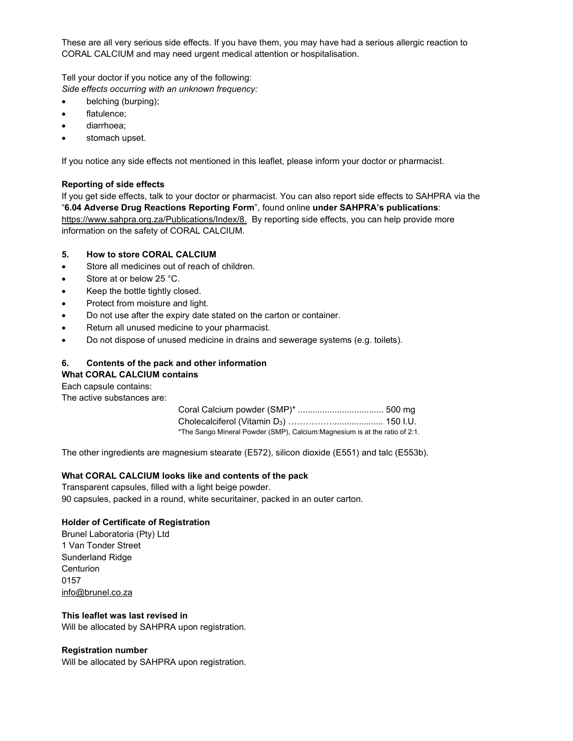These are all very serious side effects. If you have them, you may have had a serious allergic reaction to CORAL CALCIUM and may need urgent medical attention or hospitalisation.

Tell your doctor if you notice any of the following:
*Side effects occurring with an unknown frequency:*

- belching (burping);
- flatulence;
- diarrhoea;
- stomach upset.

If you notice any side effects not mentioned in this leaflet, please inform your doctor or pharmacist.

**Reporting of side effects**

If you get side effects, talk to your doctor or pharmacist. You can also report side effects to SAHPRA via the "**6.04 Adverse Drug Reactions Reporting Form**", found online **under SAHPRA's publications**: https://www.sahpra.org.za/Publications/Index/8. By reporting side effects, you can help provide more information on the safety of CORAL CALCIUM.

## 5. How to store CORAL CALCIUM

- Store all medicines out of reach of children.
- Store at or below 25 °C.
- Keep the bottle tightly closed.
- Protect from moisture and light.
- Do not use after the expiry date stated on the carton or container.
- Return all unused medicine to your pharmacist.
- Do not dispose of unused medicine in drains and sewerage systems (e.g. toilets).

## 6. Contents of the pack and other information

**What CORAL CALCIUM contains**

Each capsule contains:
The active substances are:

Coral Calcium powder (SMP)* .................................. 500 mg
Cholecalciferol (Vitamin $D_3$) ……………..................... 150 I.U.
*The Sango Mineral Powder (SMP), Calcium:Magnesium is at the ratio of 2:1.

The other ingredients are magnesium stearate (E572), silicon dioxide (E551) and talc (E553b).

**What CORAL CALCIUM looks like and contents of the pack**

Transparent capsules, filled with a light beige powder.
90 capsules, packed in a round, white securitainer, packed in an outer carton.

**Holder of Certificate of Registration**

Brunel Laboratoria (Pty) Ltd
1 Van Tonder Street
Sunderland Ridge
Centurion
0157
info@brunel.co.za

**This leaflet was last revised in**

Will be allocated by SAHPRA upon registration.

**Registration number**

Will be allocated by SAHPRA upon registration.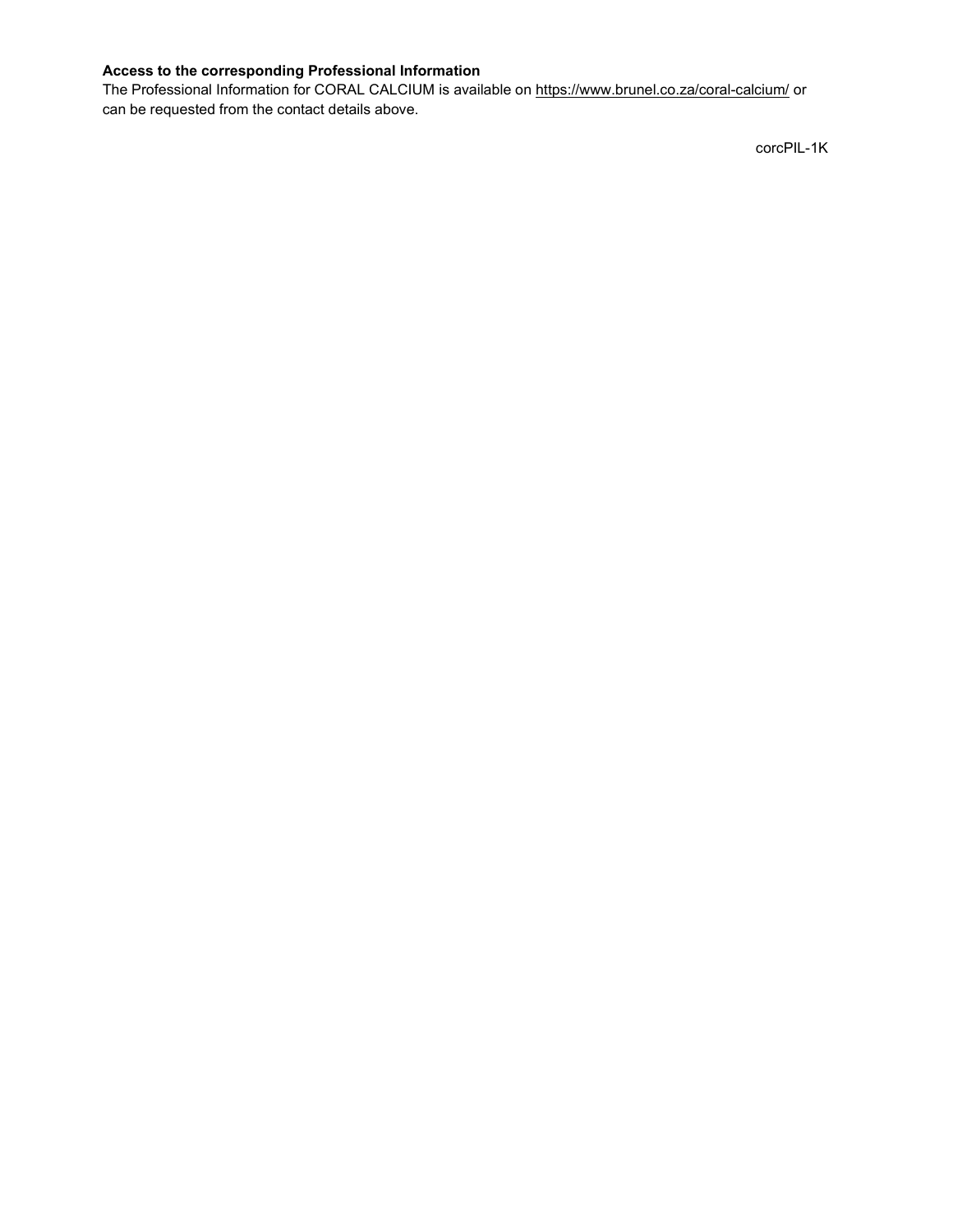**Access to the corresponding Professional Information**

The Professional Information for CORAL CALCIUM is available on https://www.brunel.co.za/coral-calcium/ or can be requested from the contact details above.

corcPIL-1K